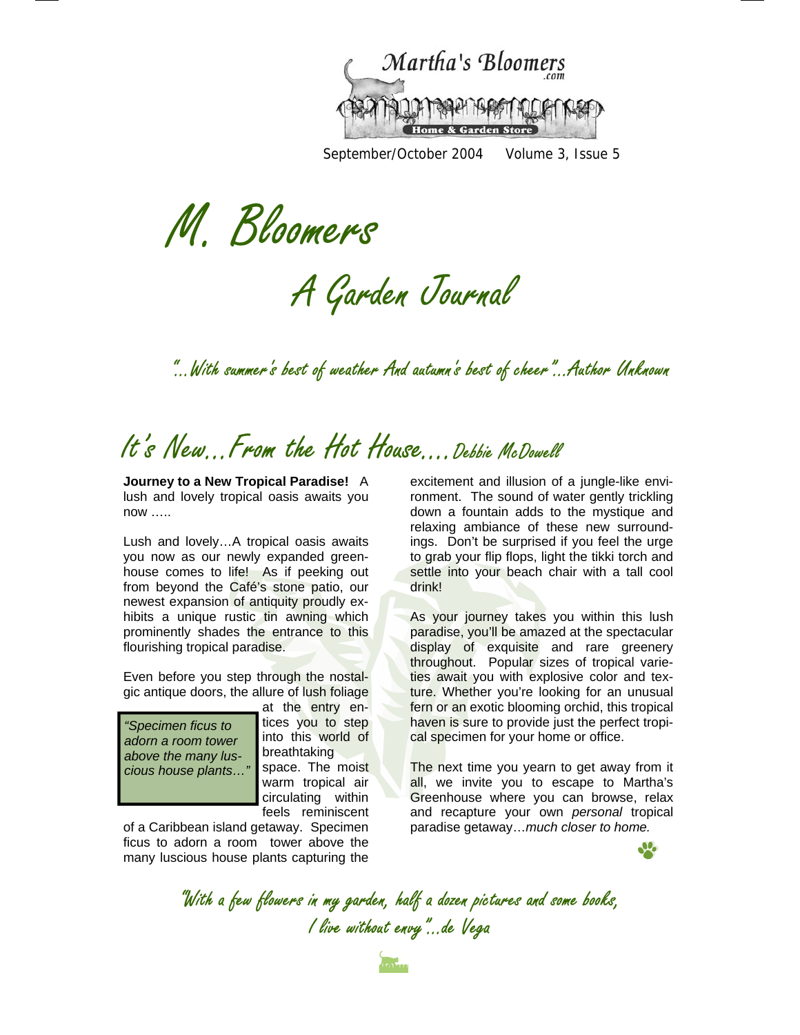Martha's Bloomers.com

Home & Garden Store

September/October 2004 Volume 3, Issue 5

# M. Bloomers

## A Garden Journal

*"...With summer's best of weather And autumn's best of cheer"...Author Unknown*

## It's New...From the Hot House.... Debbie McDowell

**Journey to a New Tropical Paradise!** A lush and lovely tropical oasis awaits you now .....

Lush and lovely…A tropical oasis awaits you now as our newly expanded greenhouse comes to life! As if peeking out from beyond the Café's stone patio, our newest expansion of antiquity proudly exhibits a unique rustic tin awning which prominently shades the entrance to this flourishing tropical paradise.

Even before you step through the nostalgic antique doors, the allure of lush foliage at the entry entices you to step into this world of breathtaking space. The moist warm tropical air circulating within feels reminiscent of a Caribbean island getaway. Specimen ficus to adorn a room tower above the many luscious house plants capturing the excitement and illusion of a jungle-like environment. The sound of water gently trickling down a fountain adds to the mystique and relaxing ambiance of these new surroundings. Don't be surprised if you feel the urge to grab your flip flops, light the tikki torch and settle into your beach chair with a tall cool drink!

> *"Specimen ficus to adorn a room tower above the many luscious house plants…"*

As your journey takes you within this lush paradise, you'll be amazed at the spectacular display of exquisite and rare greenery throughout. Popular sizes of tropical varieties await you with explosive color and texture. Whether you're looking for an unusual fern or an exotic blooming orchid, this tropical haven is sure to provide just the perfect tropical specimen for your home or office.

The next time you yearn to get away from it all, we invite you to escape to Martha's Greenhouse where you can browse, relax and recapture your own *personal* tropical paradise getaway…*much closer to home.*

*"With a few flowers in my garden, half a dozen pictures and some books, I live without envy"...de Vega*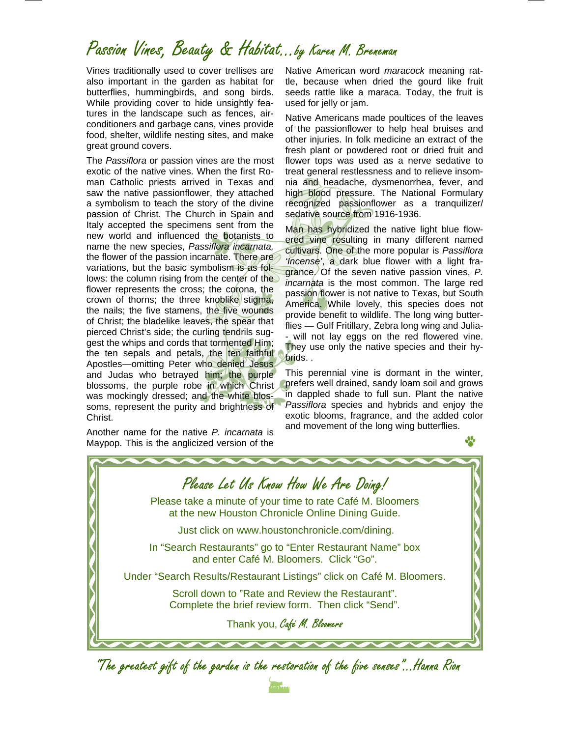# Passion Vines, Beauty & Habitat…by Karen M. Breneman

Vines traditionally used to cover trellises are also important in the garden as habitat for butterflies, hummingbirds, and song birds. While providing cover to hide unsightly features in the landscape such as fences, air-conditioners and garbage cans, vines provide food, shelter, wildlife nesting sites, and make great ground covers.

The *Passiflora* or passion vines are the most exotic of the native vines. When the first Roman Catholic priests arrived in Texas and saw the native passionflower, they attached a symbolism to teach the story of the divine passion of Christ. The Church in Spain and Italy accepted the specimens sent from the new world and influenced the botanists to name the new species, *Passiflora incarnata,* the flower of the passion incarnate. There are variations, but the basic symbolism is as follows: the column rising from the center of the flower represents the cross; the corona, the crown of thorns; the three knoblike stigma, the nails; the five stamens, the five wounds of Christ; the bladelike leaves, the spear that pierced Christ's side; the curling tendrils suggest the whips and cords that tormented Him; the ten sepals and petals, the ten faithful Apostles—omitting Peter who denied Jesus and Judas who betrayed him; the purple blossoms, the purple robe in which Christ was mockingly dressed; and the white blossoms, represent the purity and brightness of Christ.

Another name for the native *P. incarnata* is Maypop. This is the anglicized version of the Native American word *maracock* meaning rattle, because when dried the gourd like fruit seeds rattle like a maraca. Today, the fruit is used for jelly or jam.

Native Americans made poultices of the leaves of the passionflower to help heal bruises and other injuries. In folk medicine an extract of the fresh plant or powdered root or dried fruit and flower tops was used as a nerve sedative to treat general restlessness and to relieve insomnia and headache, dysmenorrhea, fever, and high blood pressure. The National Formulary recognized passionflower as a tranquilizer/sedative source from 1916-1936.

Man has hybridized the native light blue flowered vine resulting in many different named cultivars. One of the more popular is *Passiflora 'Incense'*, a dark blue flower with a light fragrance. Of the seven native passion vines, *P. incarnata* is the most common. The large red passion flower is not native to Texas, but South America. While lovely, this species does not provide benefit to wildlife. The long wing butterflies — Gulf Fritillary, Zebra long wing and Julia- - will not lay eggs on the red flowered vine. They use only the native species and their hybrids. .

This perennial vine is dormant in the winter, prefers well drained, sandy loam soil and grows in dappled shade to full sun. Plant the native *Passiflora* species and hybrids and enjoy the exotic blooms, fragrance, and the added color and movement of the long wing butterflies.

## Please Let Us Know How We Are Doing!

Please take a minute of your time to rate Café M. Bloomers at the new Houston Chronicle Online Dining Guide.

Just click on www.houstonchronicle.com/dining.

In "Search Restaurants" go to "Enter Restaurant Name" box and enter Café M. Bloomers. Click "Go".

Under "Search Results/Restaurant Listings" click on Café M. Bloomers.

Scroll down to "Rate and Review the Restaurant". Complete the brief review form. Then click "Send".

Thank you, *Café M. Bloomers*

*"The greatest gift of the garden is the restoration of the five senses"…Hanna Rion*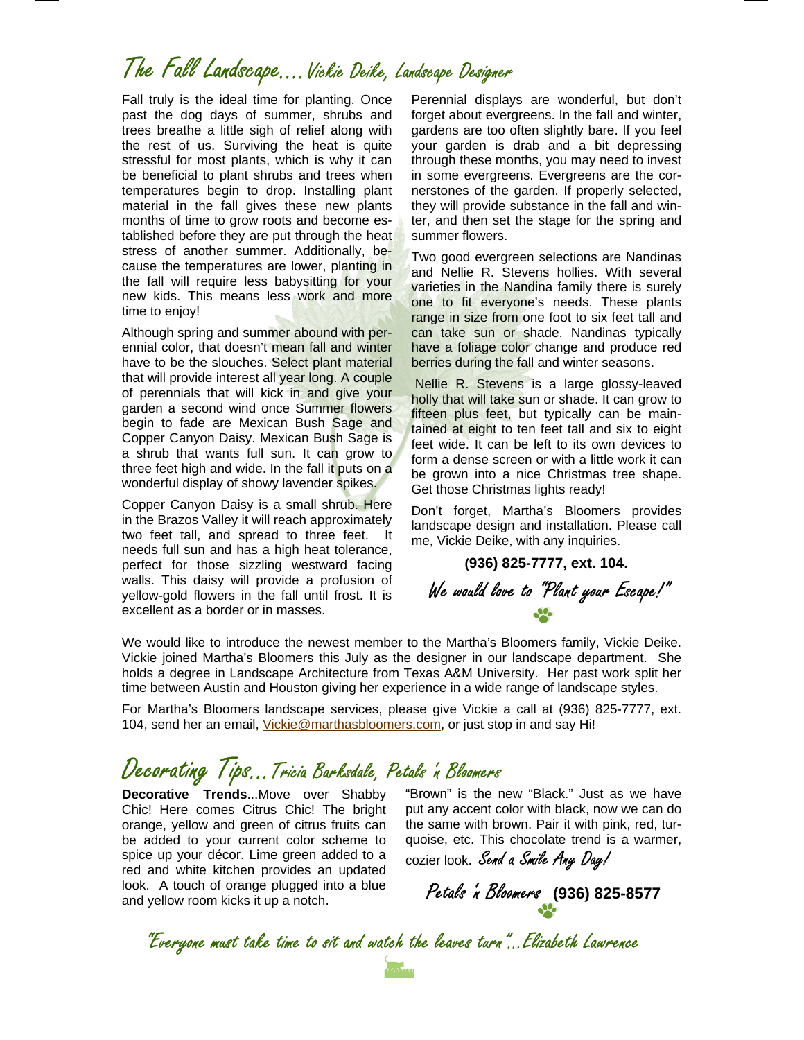## The Fall Landscape….Vickie Deike, Landscape Designer

Fall truly is the ideal time for planting. Once past the dog days of summer, shrubs and trees breathe a little sigh of relief along with the rest of us. Surviving the heat is quite stressful for most plants, which is why it can be beneficial to plant shrubs and trees when temperatures begin to drop. Installing plant material in the fall gives these new plants months of time to grow roots and become established before they are put through the heat stress of another summer. Additionally, because the temperatures are lower, planting in the fall will require less babysitting for your new kids. This means less work and more time to enjoy!

Although spring and summer abound with perennial color, that doesn't mean fall and winter have to be the slouches. Select plant material that will provide interest all year long. A couple of perennials that will kick in and give your garden a second wind once Summer flowers begin to fade are Mexican Bush Sage and Copper Canyon Daisy. Mexican Bush Sage is a shrub that wants full sun. It can grow to three feet high and wide. In the fall it puts on a wonderful display of showy lavender spikes.

Copper Canyon Daisy is a small shrub. Here in the Brazos Valley it will reach approximately two feet tall, and spread to three feet. It needs full sun and has a high heat tolerance, perfect for those sizzling westward facing walls. This daisy will provide a profusion of yellow-gold flowers in the fall until frost. It is excellent as a border or in masses.

Perennial displays are wonderful, but don't forget about evergreens. In the fall and winter, gardens are too often slightly bare. If you feel your garden is drab and a bit depressing through these months, you may need to invest in some evergreens. Evergreens are the cornerstones of the garden. If properly selected, they will provide substance in the fall and winter, and then set the stage for the spring and summer flowers.

Two good evergreen selections are Nandinas and Nellie R. Stevens hollies. With several varieties in the Nandina family there is surely one to fit everyone's needs. These plants range in size from one foot to six feet tall and can take sun or shade. Nandinas typically have a foliage color change and produce red berries during the fall and winter seasons.

Nellie R. Stevens is a large glossy-leaved holly that will take sun or shade. It can grow to fifteen plus feet, but typically can be maintained at eight to ten feet tall and six to eight feet wide. It can be left to its own devices to form a dense screen or with a little work it can be grown into a nice Christmas tree shape. Get those Christmas lights ready!

Don't forget, Martha's Bloomers provides landscape design and installation. Please call me, Vickie Deike, with any inquiries.

**(936) 825-7777, ext. 104.**

*We would love to "Plant your Escape!"*

We would like to introduce the newest member to the Martha's Bloomers family, Vickie Deike. Vickie joined Martha's Bloomers this July as the designer in our landscape department. She holds a degree in Landscape Architecture from Texas A&M University. Her past work split her time between Austin and Houston giving her experience in a wide range of landscape styles.

For Martha's Bloomers landscape services, please give Vickie a call at (936) 825-7777, ext. 104, send her an email, Vickie@marthasbloomers.com, or just stop in and say Hi!

## Decorating Tips…Tricia Barksdale, Petals 'n Bloomers

**Decorative Trends**...Move over Shabby Chic! Here comes Citrus Chic! The bright orange, yellow and green of citrus fruits can be added to your current color scheme to spice up your décor. Lime green added to a red and white kitchen provides an updated look. A touch of orange plugged into a blue and yellow room kicks it up a notch.

"Brown" is the new "Black." Just as we have put any accent color with black, now we can do the same with brown. Pair it with pink, red, turquoise, etc. This chocolate trend is a warmer, cozier look. *Send a Smile Any Day!*

*Petals 'n Bloomers* **(936) 825-8577**

*"Everyone must take time to sit and watch the leaves turn"…Elizabeth Lawrence*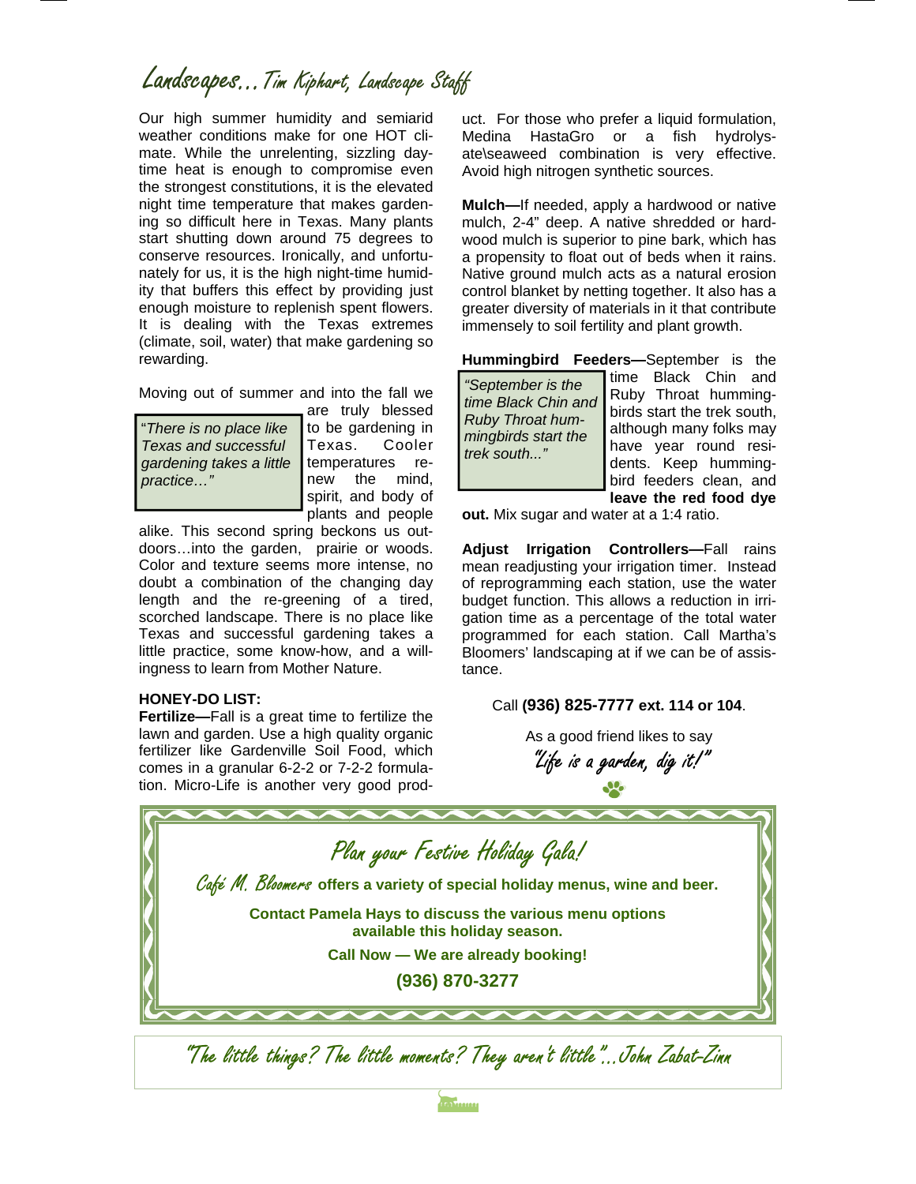# Landscapes… Tim Kiphart, Landscape Staff

Our high summer humidity and semiarid weather conditions make for one HOT climate. While the unrelenting, sizzling daytime heat is enough to compromise even the strongest constitutions, it is the elevated night time temperature that makes gardening so difficult here in Texas. Many plants start shutting down around 75 degrees to conserve resources. Ironically, and unfortunately for us, it is the high night-time humidity that buffers this effect by providing just enough moisture to replenish spent flowers. It is dealing with the Texas extremes (climate, soil, water) that make gardening so rewarding.

Moving out of summer and into the fall we are truly blessed to be gardening in Texas. Cooler temperatures renew the mind, spirit, and body of plants and people alike. This second spring beckons us outdoors…into the garden, prairie or woods. Color and texture seems more intense, no doubt a combination of the changing day length and the re-greening of a tired, scorched landscape. There is no place like Texas and successful gardening takes a little practice, some know-how, and a willingness to learn from Mother Nature.

> *"There is no place like Texas and successful gardening takes a little practice…"*

**HONEY-DO LIST:**

**Fertilize—**Fall is a great time to fertilize the lawn and garden. Use a high quality organic fertilizer like Gardenville Soil Food, which comes in a granular 6-2-2 or 7-2-2 formulation. Micro-Life is another very good product. For those who prefer a liquid formulation, Medina HastaGro or a fish hydrolysate\seaweed combination is very effective. Avoid high nitrogen synthetic sources.

**Mulch—**If needed, apply a hardwood or native mulch, 2-4" deep. A native shredded or hardwood mulch is superior to pine bark, which has a propensity to float out of beds when it rains. Native ground mulch acts as a natural erosion control blanket by netting together. It also has a greater diversity of materials in it that contribute immensely to soil fertility and plant growth.

**Hummingbird Feeders—**September is the time Black Chin and Ruby Throat hummingbirds start the trek south, although many folks may have year round residents. Keep hummingbird feeders clean, and **leave the red food dye out.** Mix sugar and water at a 1:4 ratio.

> *"September is the time Black Chin and Ruby Throat hummingbirds start the trek south..."*

**Adjust Irrigation Controllers—**Fall rains mean readjusting your irrigation timer. Instead of reprogramming each station, use the water budget function. This allows a reduction in irrigation time as a percentage of the total water programmed for each station. Call Martha's Bloomers' landscaping at if we can be of assistance.

Call **(936) 825-7777 ext. 114 or 104**.

As a good friend likes to say

*"Life is a garden, dig it!"*

## Plan your Festive Holiday Gala!

**Café M. Bloomers offers a variety of special holiday menus, wine and beer.**

**Contact Pamela Hays to discuss the various menu options available this holiday season.**

**Call Now — We are already booking!**

**(936) 870-3277**

*"The little things? The little moments? They aren't little"...John Zabat-Zinn*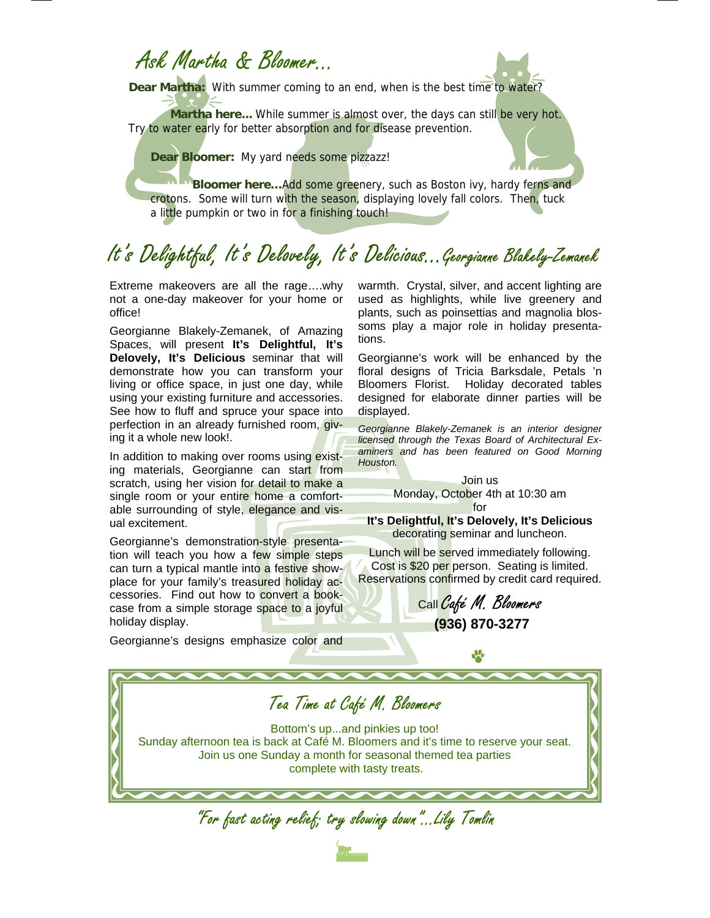## Ask Martha & Bloomer...

**Dear Martha:** With summer coming to an end, when is the best time to water?

**Martha here...** While summer is almost over, the days can still be very hot. Try to water early for better absorption and for disease prevention.

**Dear Bloomer:** My yard needs some pizzazz!

**Bloomer here...**Add some greenery, such as Boston ivy, hardy ferns and crotons. Some will turn with the season, displaying lovely fall colors. Then, tuck a little pumpkin or two in for a finishing touch!

## It's Delightful, It's Delovely, It's Delicious...Georgianne Blakely-Zemanek

Extreme makeovers are all the rage….why not a one-day makeover for your home or office!

Georgianne Blakely-Zemanek, of Amazing Spaces, will present **It's Delightful, It's Delovely, It's Delicious** seminar that will demonstrate how you can transform your living or office space, in just one day, while using your existing furniture and accessories. See how to fluff and spruce your space into perfection in an already furnished room, giving it a whole new look!.

In addition to making over rooms using existing materials, Georgianne can start from scratch, using her vision for detail to make a single room or your entire home a comfortable surrounding of style, elegance and visual excitement.

Georgianne's demonstration-style presentation will teach you how a few simple steps can turn a typical mantle into a festive showplace for your family's treasured holiday accessories. Find out how to convert a bookcase from a simple storage space to a joyful holiday display.

Georgianne's designs emphasize color and warmth. Crystal, silver, and accent lighting are used as highlights, while live greenery and plants, such as poinsettias and magnolia blossoms play a major role in holiday presentations.

Georgianne's work will be enhanced by the floral designs of Tricia Barksdale, Petals 'n Bloomers Florist. Holiday decorated tables designed for elaborate dinner parties will be displayed.

*Georgianne Blakely-Zemanek is an interior designer licensed through the Texas Board of Architectural Examiners and has been featured on Good Morning Houston.*

Join us
Monday, October 4th at 10:30 am
for
**It's Delightful, It's Delovely, It's Delicious**
decorating seminar and luncheon.

Lunch will be served immediately following.
Cost is $20 per person. Seating is limited.
Reservations confirmed by credit card required.

Call Café M. Bloomers
**(936) 870-3277**

### Tea Time at Café M. Bloomers

Bottom's up...and pinkies up too!
Sunday afternoon tea is back at Café M. Bloomers and it's time to reserve your seat.
Join us one Sunday a month for seasonal themed tea parties
complete with tasty treats.

"For fast acting relief; try slowing down"...Lily Tomlin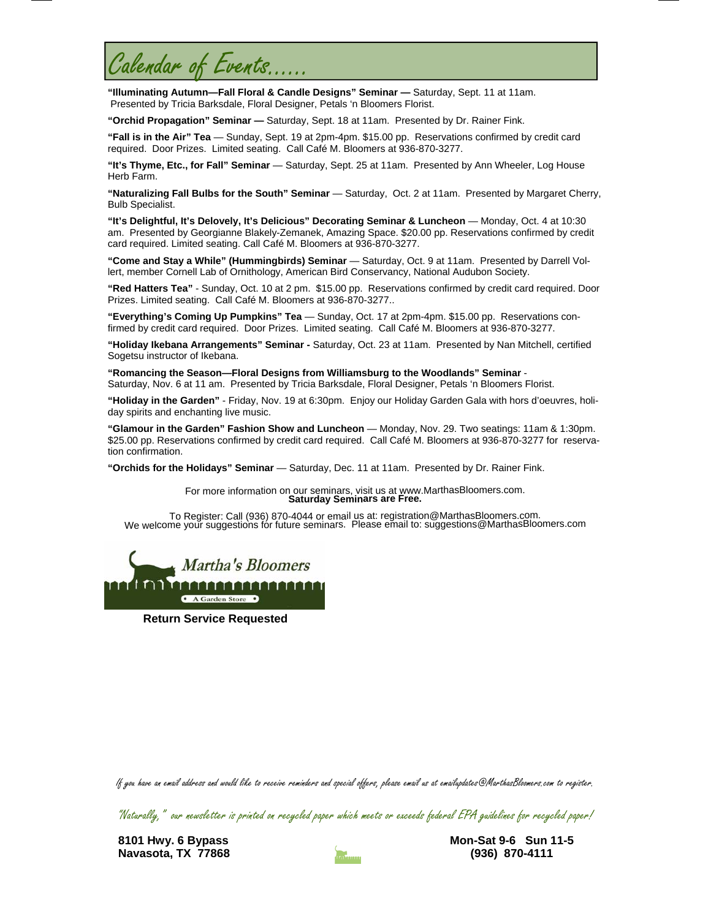# Calendar of Events......

**"Illuminating Autumn—Fall Floral & Candle Designs" Seminar —** Saturday, Sept. 11 at 11am. Presented by Tricia Barksdale, Floral Designer, Petals 'n Bloomers Florist.

**"Orchid Propagation" Seminar —** Saturday, Sept. 18 at 11am. Presented by Dr. Rainer Fink.

**"Fall is in the Air" Tea** — Sunday, Sept. 19 at 2pm-4pm. $15.00 pp. Reservations confirmed by credit card required. Door Prizes. Limited seating. Call Café M. Bloomers at 936-870-3277.

**"It's Thyme, Etc., for Fall" Seminar** — Saturday, Sept. 25 at 11am. Presented by Ann Wheeler, Log House Herb Farm.

**"Naturalizing Fall Bulbs for the South" Seminar** — Saturday, Oct. 2 at 11am. Presented by Margaret Cherry, Bulb Specialist.

**"It's Delightful, It's Delovely, It's Delicious" Decorating Seminar & Luncheon** — Monday, Oct. 4 at 10:30 am. Presented by Georgianne Blakely-Zemanek, Amazing Space. $20.00 pp. Reservations confirmed by credit card required. Limited seating. Call Café M. Bloomers at 936-870-3277.

**"Come and Stay a While" (Hummingbirds) Seminar** — Saturday, Oct. 9 at 11am. Presented by Darrell Vollert, member Cornell Lab of Ornithology, American Bird Conservancy, National Audubon Society.

**"Red Hatters Tea"** - Sunday, Oct. 10 at 2 pm. $15.00 pp. Reservations confirmed by credit card required. Door Prizes. Limited seating. Call Café M. Bloomers at 936-870-3277..

**"Everything's Coming Up Pumpkins" Tea** — Sunday, Oct. 17 at 2pm-4pm. $15.00 pp. Reservations confirmed by credit card required. Door Prizes. Limited seating. Call Café M. Bloomers at 936-870-3277.

**"Holiday Ikebana Arrangements" Seminar -** Saturday, Oct. 23 at 11am. Presented by Nan Mitchell, certified Sogetsu instructor of Ikebana.

**"Romancing the Season—Floral Designs from Williamsburg to the Woodlands" Seminar** - Saturday, Nov. 6 at 11 am. Presented by Tricia Barksdale, Floral Designer, Petals 'n Bloomers Florist.

**"Holiday in the Garden"** - Friday, Nov. 19 at 6:30pm. Enjoy our Holiday Garden Gala with hors d'oeuvres, holiday spirits and enchanting live music.

**"Glamour in the Garden" Fashion Show and Luncheon** — Monday, Nov. 29. Two seatings: 11am & 1:30pm. $25.00 pp. Reservations confirmed by credit card required. Call Café M. Bloomers at 936-870-3277 for reservation confirmation.

**"Orchids for the Holidays" Seminar** — Saturday, Dec. 11 at 11am. Presented by Dr. Rainer Fink.

For more information on our seminars, visit us at www.MarthasBloomers.com.
**Saturday Seminars are Free.**

To Register: Call (936) 870-4044 or email us at: registration@MarthasBloomers.com.
We welcome your suggestions for future seminars. Please email to: suggestions@MarthasBloomers.com

Martha's Bloomers
A Garden Store

**Return Service Requested**

*If you have an email address and would like to receive reminders and special offers, please email us at emailupdates@MarthasBloomers.com to register.*

*"Naturally," our newsletter is printed on recycled paper which meets or exceeds federal EPA guidelines for recycled paper!*

**8101 Hwy. 6 Bypass**
**Navasota, TX 77868**

**Mon-Sat 9-6 Sun 11-5**
**(936) 870-4111**